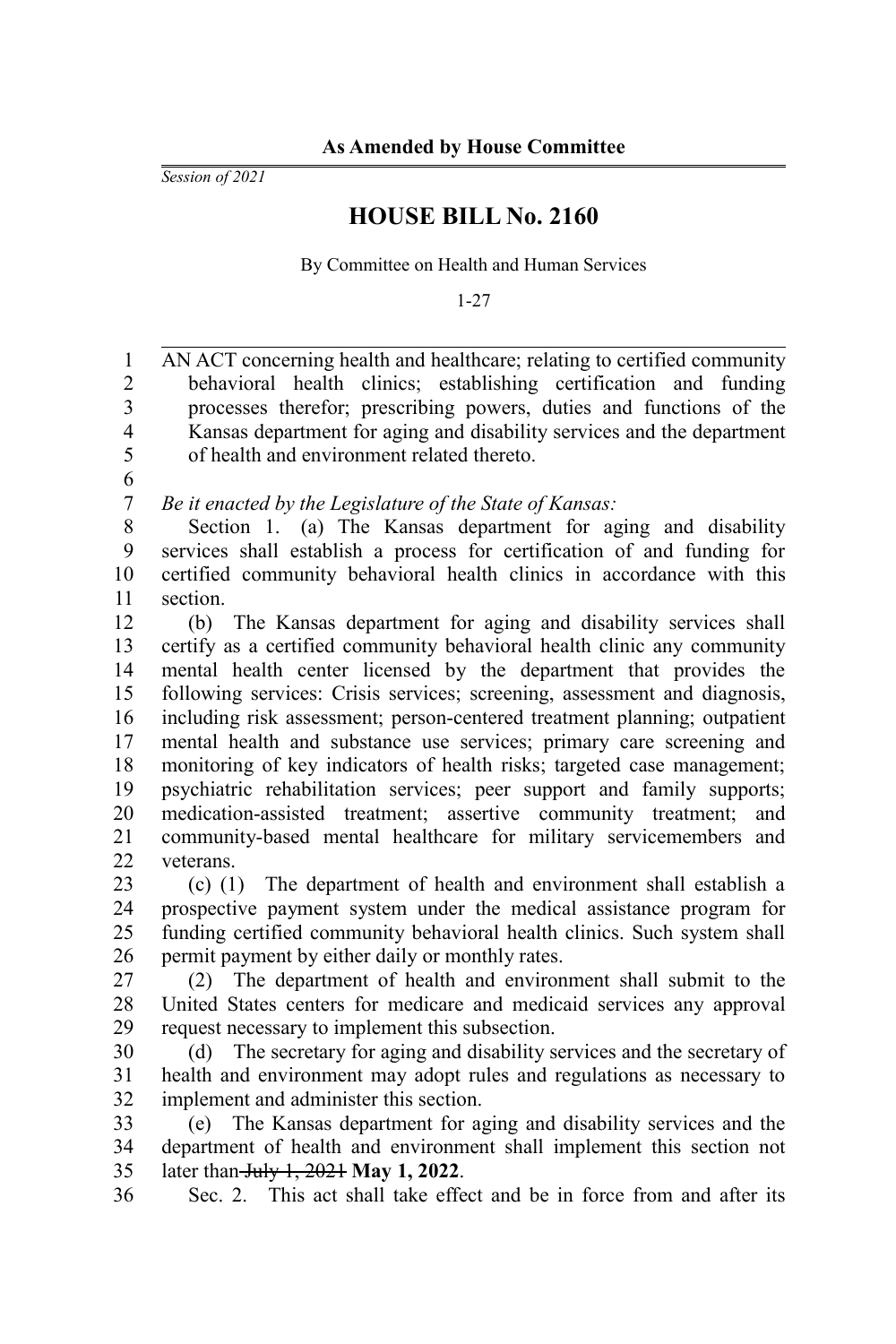**As Amended by House Committee**

*Session of 2021*

# HOUSE BILL No. 2160

By Committee on Health and Human Services

1-27

AN ACT concerning health and healthcare; relating to certified community behavioral health clinics; establishing certification and funding processes therefor; prescribing powers, duties and functions of the Kansas department for aging and disability services and the department of health and environment related thereto.

*Be it enacted by the Legislature of the State of Kansas:*

Section 1. (a) The Kansas department for aging and disability services shall establish a process for certification of and funding for certified community behavioral health clinics in accordance with this section.

(b) The Kansas department for aging and disability services shall certify as a certified community behavioral health clinic any community mental health center licensed by the department that provides the following services: Crisis services; screening, assessment and diagnosis, including risk assessment; person-centered treatment planning; outpatient mental health and substance use services; primary care screening and monitoring of key indicators of health risks; targeted case management; psychiatric rehabilitation services; peer support and family supports; medication-assisted treatment; assertive community treatment; and community-based mental healthcare for military servicemembers and veterans.

(c) (1) The department of health and environment shall establish a prospective payment system under the medical assistance program for funding certified community behavioral health clinics. Such system shall permit payment by either daily or monthly rates.

(2) The department of health and environment shall submit to the United States centers for medicare and medicaid services any approval request necessary to implement this subsection.

(d) The secretary for aging and disability services and the secretary of health and environment may adopt rules and regulations as necessary to implement and administer this section.

(e) The Kansas department for aging and disability services and the department of health and environment shall implement this section not later than ~~July 1, 2021~~ **May 1, 2022**.

Sec. 2. This act shall take effect and be in force from and after its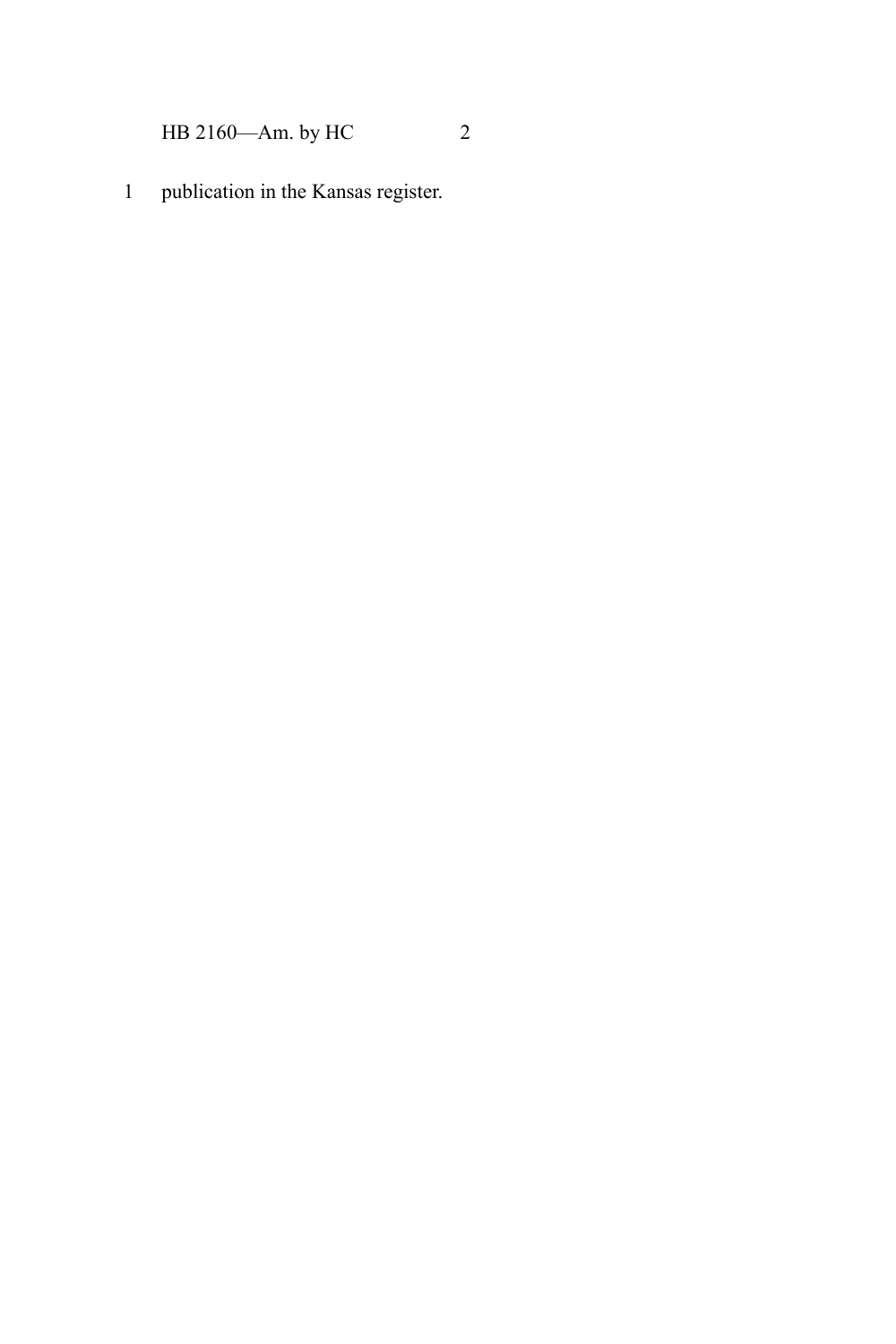publication in the Kansas register.